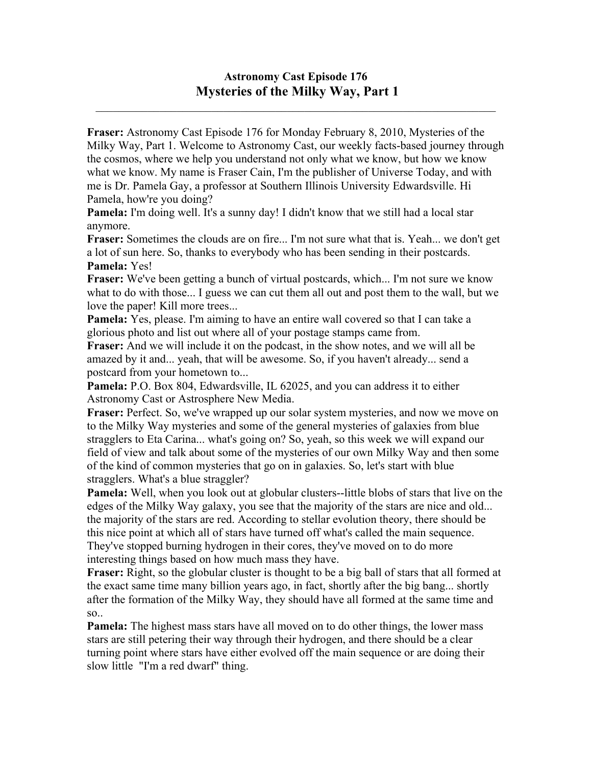# Astronomy Cast Episode 176

## Mysteries of the Milky Way, Part 1

---

**Fraser:** Astronomy Cast Episode 176 for Monday February 8, 2010, Mysteries of the Milky Way, Part 1. Welcome to Astronomy Cast, our weekly facts-based journey through the cosmos, where we help you understand not only what we know, but how we know what we know. My name is Fraser Cain, I'm the publisher of Universe Today, and with me is Dr. Pamela Gay, a professor at Southern Illinois University Edwardsville. Hi Pamela, how're you doing?

**Pamela:** I'm doing well. It's a sunny day! I didn't know that we still had a local star anymore.

**Fraser:** Sometimes the clouds are on fire... I'm not sure what that is. Yeah... we don't get a lot of sun here. So, thanks to everybody who has been sending in their postcards.

**Pamela:** Yes!

**Fraser:** We've been getting a bunch of virtual postcards, which... I'm not sure we know what to do with those... I guess we can cut them all out and post them to the wall, but we love the paper! Kill more trees...

**Pamela:** Yes, please. I'm aiming to have an entire wall covered so that I can take a glorious photo and list out where all of your postage stamps came from.

**Fraser:** And we will include it on the podcast, in the show notes, and we will all be amazed by it and... yeah, that will be awesome. So, if you haven't already... send a postcard from your hometown to...

**Pamela:** P.O. Box 804, Edwardsville, IL 62025, and you can address it to either Astronomy Cast or Astrosphere New Media.

**Fraser:** Perfect. So, we've wrapped up our solar system mysteries, and now we move on to the Milky Way mysteries and some of the general mysteries of galaxies from blue stragglers to Eta Carina... what's going on? So, yeah, so this week we will expand our field of view and talk about some of the mysteries of our own Milky Way and then some of the kind of common mysteries that go on in galaxies. So, let's start with blue stragglers. What's a blue straggler?

**Pamela:** Well, when you look out at globular clusters--little blobs of stars that live on the edges of the Milky Way galaxy, you see that the majority of the stars are nice and old... the majority of the stars are red. According to stellar evolution theory, there should be this nice point at which all of stars have turned off what's called the main sequence. They've stopped burning hydrogen in their cores, they've moved on to do more interesting things based on how much mass they have.

**Fraser:** Right, so the globular cluster is thought to be a big ball of stars that all formed at the exact same time many billion years ago, in fact, shortly after the big bang... shortly after the formation of the Milky Way, they should have all formed at the same time and so..

**Pamela:** The highest mass stars have all moved on to do other things, the lower mass stars are still petering their way through their hydrogen, and there should be a clear turning point where stars have either evolved off the main sequence or are doing their slow little "I'm a red dwarf" thing.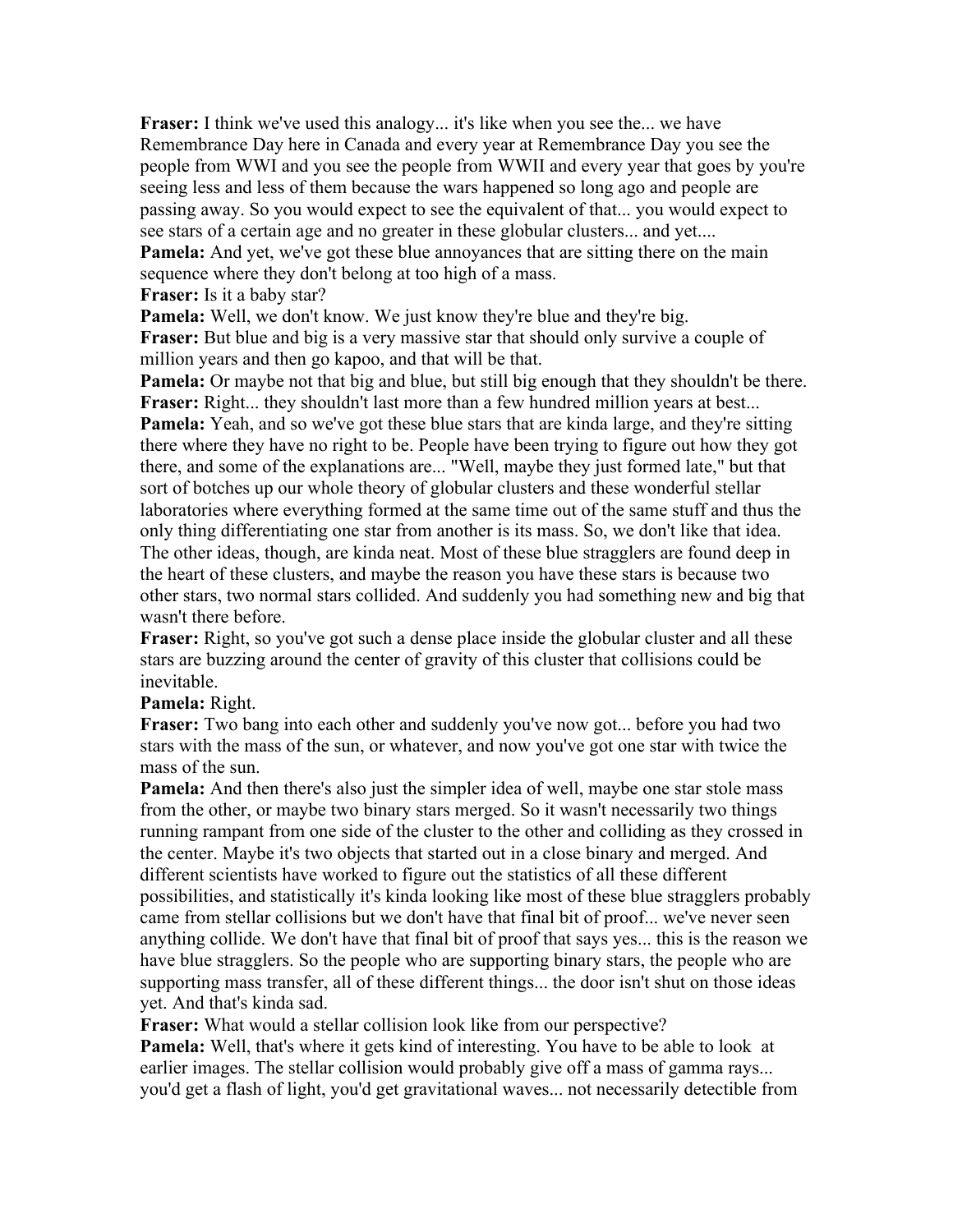**Fraser:** I think we've used this analogy... it's like when you see the... we have Remembrance Day here in Canada and every year at Remembrance Day you see the people from WWI and you see the people from WWII and every year that goes by you're seeing less and less of them because the wars happened so long ago and people are passing away. So you would expect to see the equivalent of that... you would expect to see stars of a certain age and no greater in these globular clusters... and yet....

**Pamela:** And yet, we've got these blue annoyances that are sitting there on the main sequence where they don't belong at too high of a mass.

**Fraser:** Is it a baby star?

**Pamela:** Well, we don't know. We just know they're blue and they're big.

**Fraser:** But blue and big is a very massive star that should only survive a couple of million years and then go kapoo, and that will be that.

**Pamela:** Or maybe not that big and blue, but still big enough that they shouldn't be there.

**Fraser:** Right... they shouldn't last more than a few hundred million years at best...

**Pamela:** Yeah, and so we've got these blue stars that are kinda large, and they're sitting there where they have no right to be. People have been trying to figure out how they got there, and some of the explanations are... "Well, maybe they just formed late," but that sort of botches up our whole theory of globular clusters and these wonderful stellar laboratories where everything formed at the same time out of the same stuff and thus the only thing differentiating one star from another is its mass. So, we don't like that idea. The other ideas, though, are kinda neat. Most of these blue stragglers are found deep in the heart of these clusters, and maybe the reason you have these stars is because two other stars, two normal stars collided. And suddenly you had something new and big that wasn't there before.

**Fraser:** Right, so you've got such a dense place inside the globular cluster and all these stars are buzzing around the center of gravity of this cluster that collisions could be inevitable.

**Pamela:** Right.

**Fraser:** Two bang into each other and suddenly you've now got... before you had two stars with the mass of the sun, or whatever, and now you've got one star with twice the mass of the sun.

**Pamela:** And then there's also just the simpler idea of well, maybe one star stole mass from the other, or maybe two binary stars merged. So it wasn't necessarily two things running rampant from one side of the cluster to the other and colliding as they crossed in the center. Maybe it's two objects that started out in a close binary and merged. And different scientists have worked to figure out the statistics of all these different possibilities, and statistically it's kinda looking like most of these blue stragglers probably came from stellar collisions but we don't have that final bit of proof... we've never seen anything collide. We don't have that final bit of proof that says yes... this is the reason we have blue stragglers. So the people who are supporting binary stars, the people who are supporting mass transfer, all of these different things... the door isn't shut on those ideas yet. And that's kinda sad.

**Fraser:** What would a stellar collision look like from our perspective?

**Pamela:** Well, that's where it gets kind of interesting. You have to be able to look at earlier images. The stellar collision would probably give off a mass of gamma rays... you'd get a flash of light, you'd get gravitational waves... not necessarily detectible from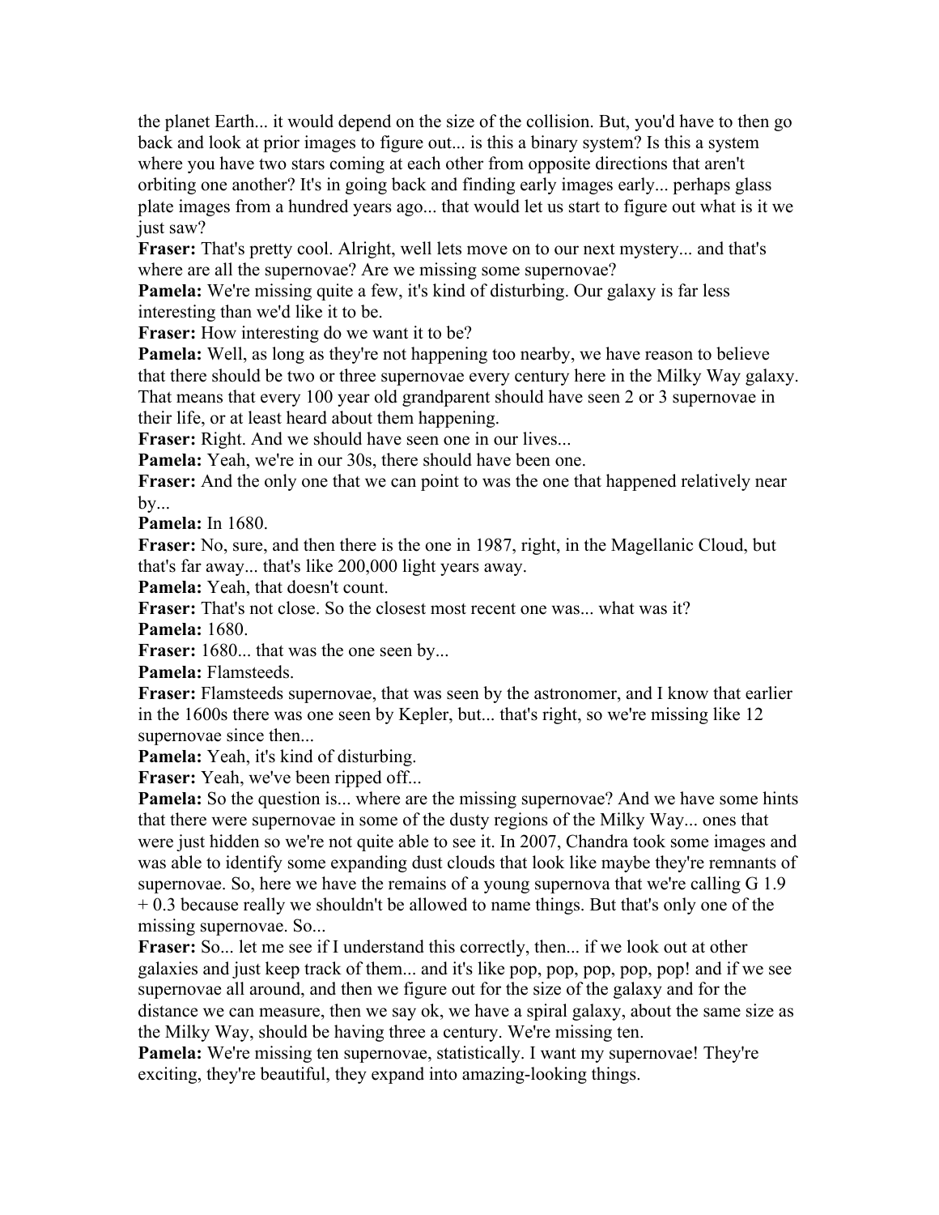the planet Earth... it would depend on the size of the collision. But, you'd have to then go back and look at prior images to figure out... is this a binary system? Is this a system where you have two stars coming at each other from opposite directions that aren't orbiting one another? It's in going back and finding early images early... perhaps glass plate images from a hundred years ago... that would let us start to figure out what is it we just saw?

**Fraser:** That's pretty cool. Alright, well lets move on to our next mystery... and that's where are all the supernovae? Are we missing some supernovae?

**Pamela:** We're missing quite a few, it's kind of disturbing. Our galaxy is far less interesting than we'd like it to be.

**Fraser:** How interesting do we want it to be?

**Pamela:** Well, as long as they're not happening too nearby, we have reason to believe that there should be two or three supernovae every century here in the Milky Way galaxy. That means that every 100 year old grandparent should have seen 2 or 3 supernovae in their life, or at least heard about them happening.

**Fraser:** Right. And we should have seen one in our lives...

**Pamela:** Yeah, we're in our 30s, there should have been one.

**Fraser:** And the only one that we can point to was the one that happened relatively near by...

**Pamela:** In 1680.

**Fraser:** No, sure, and then there is the one in 1987, right, in the Magellanic Cloud, but that's far away... that's like 200,000 light years away.

**Pamela:** Yeah, that doesn't count.

**Fraser:** That's not close. So the closest most recent one was... what was it?

**Pamela:** 1680.

**Fraser:** 1680... that was the one seen by...

**Pamela:** Flamsteeds.

**Fraser:** Flamsteeds supernovae, that was seen by the astronomer, and I know that earlier in the 1600s there was one seen by Kepler, but... that's right, so we're missing like 12 supernovae since then...

**Pamela:** Yeah, it's kind of disturbing.

**Fraser:** Yeah, we've been ripped off...

**Pamela:** So the question is... where are the missing supernovae? And we have some hints that there were supernovae in some of the dusty regions of the Milky Way... ones that were just hidden so we're not quite able to see it. In 2007, Chandra took some images and was able to identify some expanding dust clouds that look like maybe they're remnants of supernovae. So, here we have the remains of a young supernova that we're calling G 1.9 + 0.3 because really we shouldn't be allowed to name things. But that's only one of the missing supernovae. So...

**Fraser:** So... let me see if I understand this correctly, then... if we look out at other galaxies and just keep track of them... and it's like pop, pop, pop, pop, pop! and if we see supernovae all around, and then we figure out for the size of the galaxy and for the distance we can measure, then we say ok, we have a spiral galaxy, about the same size as the Milky Way, should be having three a century. We're missing ten.

**Pamela:** We're missing ten supernovae, statistically. I want my supernovae! They're exciting, they're beautiful, they expand into amazing-looking things.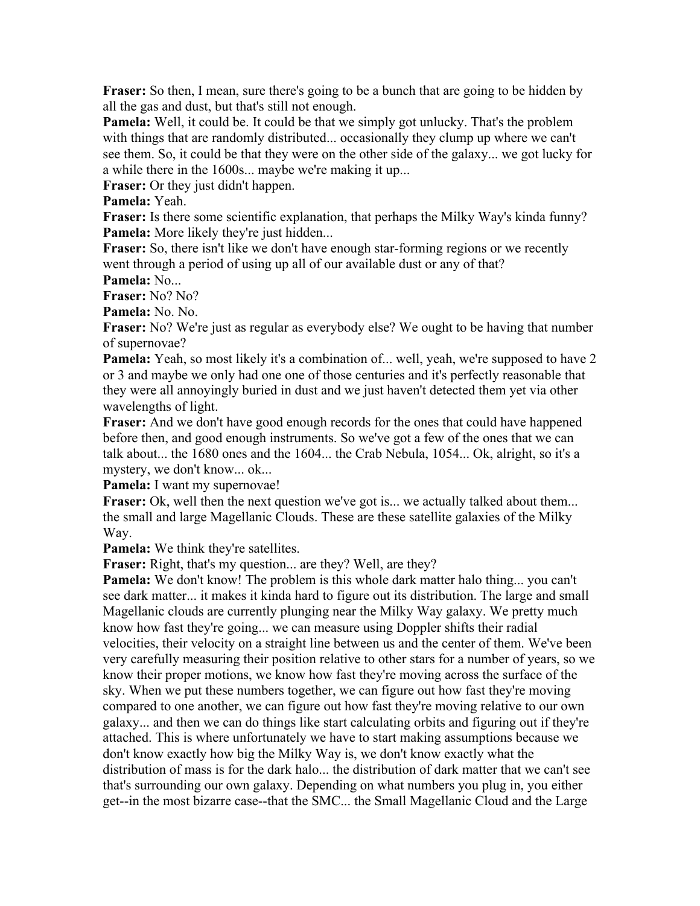**Fraser:** So then, I mean, sure there's going to be a bunch that are going to be hidden by all the gas and dust, but that's still not enough.

**Pamela:** Well, it could be. It could be that we simply got unlucky. That's the problem with things that are randomly distributed... occasionally they clump up where we can't see them. So, it could be that they were on the other side of the galaxy... we got lucky for a while there in the 1600s... maybe we're making it up...

**Fraser:** Or they just didn't happen.

**Pamela:** Yeah.

**Fraser:** Is there some scientific explanation, that perhaps the Milky Way's kinda funny?

**Pamela:** More likely they're just hidden...

**Fraser:** So, there isn't like we don't have enough star-forming regions or we recently went through a period of using up all of our available dust or any of that?

**Pamela:** No...

**Fraser:** No? No?

**Pamela:** No. No.

**Fraser:** No? We're just as regular as everybody else? We ought to be having that number of supernovae?

**Pamela:** Yeah, so most likely it's a combination of... well, yeah, we're supposed to have 2 or 3 and maybe we only had one one of those centuries and it's perfectly reasonable that they were all annoyingly buried in dust and we just haven't detected them yet via other wavelengths of light.

**Fraser:** And we don't have good enough records for the ones that could have happened before then, and good enough instruments. So we've got a few of the ones that we can talk about... the 1680 ones and the 1604... the Crab Nebula, 1054... Ok, alright, so it's a mystery, we don't know... ok...

**Pamela:** I want my supernovae!

**Fraser:** Ok, well then the next question we've got is... we actually talked about them... the small and large Magellanic Clouds. These are these satellite galaxies of the Milky Way.

**Pamela:** We think they're satellites.

**Fraser:** Right, that's my question... are they? Well, are they?

**Pamela:** We don't know! The problem is this whole dark matter halo thing... you can't see dark matter... it makes it kinda hard to figure out its distribution. The large and small Magellanic clouds are currently plunging near the Milky Way galaxy. We pretty much know how fast they're going... we can measure using Doppler shifts their radial velocities, their velocity on a straight line between us and the center of them. We've been very carefully measuring their position relative to other stars for a number of years, so we know their proper motions, we know how fast they're moving across the surface of the sky. When we put these numbers together, we can figure out how fast they're moving compared to one another, we can figure out how fast they're moving relative to our own galaxy... and then we can do things like start calculating orbits and figuring out if they're attached. This is where unfortunately we have to start making assumptions because we don't know exactly how big the Milky Way is, we don't know exactly what the distribution of mass is for the dark halo... the distribution of dark matter that we can't see that's surrounding our own galaxy. Depending on what numbers you plug in, you either get--in the most bizarre case--that the SMC... the Small Magellanic Cloud and the Large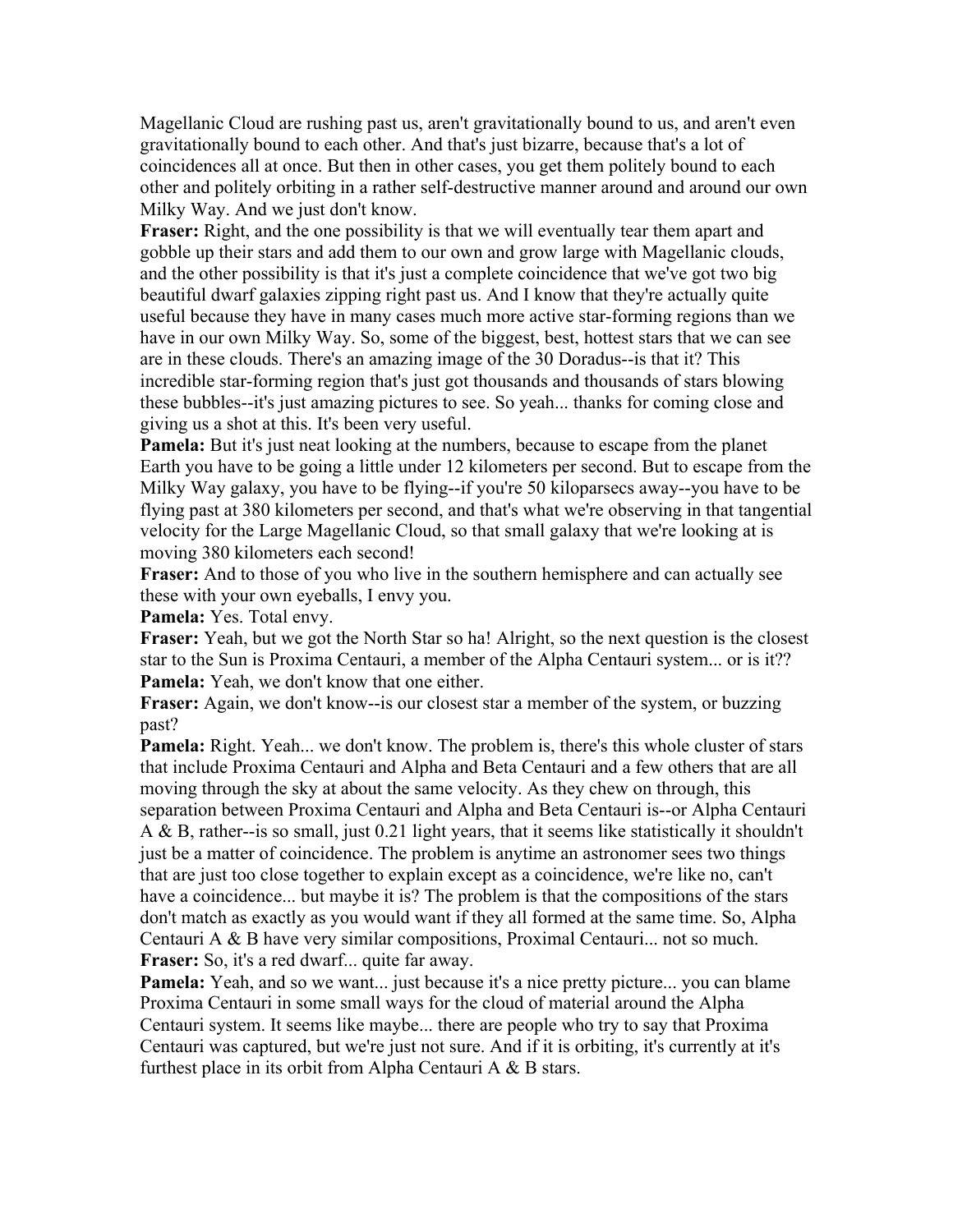Magellanic Cloud are rushing past us, aren't gravitationally bound to us, and aren't even gravitationally bound to each other. And that's just bizarre, because that's a lot of coincidences all at once. But then in other cases, you get them politely bound to each other and politely orbiting in a rather self-destructive manner around and around our own Milky Way. And we just don't know.

**Fraser:** Right, and the one possibility is that we will eventually tear them apart and gobble up their stars and add them to our own and grow large with Magellanic clouds, and the other possibility is that it's just a complete coincidence that we've got two big beautiful dwarf galaxies zipping right past us. And I know that they're actually quite useful because they have in many cases much more active star-forming regions than we have in our own Milky Way. So, some of the biggest, best, hottest stars that we can see are in these clouds. There's an amazing image of the 30 Doradus--is that it? This incredible star-forming region that's just got thousands and thousands of stars blowing these bubbles--it's just amazing pictures to see. So yeah... thanks for coming close and giving us a shot at this. It's been very useful.

**Pamela:** But it's just neat looking at the numbers, because to escape from the planet Earth you have to be going a little under 12 kilometers per second. But to escape from the Milky Way galaxy, you have to be flying--if you're 50 kiloparsecs away--you have to be flying past at 380 kilometers per second, and that's what we're observing in that tangential velocity for the Large Magellanic Cloud, so that small galaxy that we're looking at is moving 380 kilometers each second!

**Fraser:** And to those of you who live in the southern hemisphere and can actually see these with your own eyeballs, I envy you.

**Pamela:** Yes. Total envy.

**Fraser:** Yeah, but we got the North Star so ha! Alright, so the next question is the closest star to the Sun is Proxima Centauri, a member of the Alpha Centauri system... or is it??

**Pamela:** Yeah, we don't know that one either.

**Fraser:** Again, we don't know--is our closest star a member of the system, or buzzing past?

**Pamela:** Right. Yeah... we don't know. The problem is, there's this whole cluster of stars that include Proxima Centauri and Alpha and Beta Centauri and a few others that are all moving through the sky at about the same velocity. As they chew on through, this separation between Proxima Centauri and Alpha and Beta Centauri is--or Alpha Centauri A & B, rather--is so small, just 0.21 light years, that it seems like statistically it shouldn't just be a matter of coincidence. The problem is anytime an astronomer sees two things that are just too close together to explain except as a coincidence, we're like no, can't have a coincidence... but maybe it is? The problem is that the compositions of the stars don't match as exactly as you would want if they all formed at the same time. So, Alpha Centauri A & B have very similar compositions, Proximal Centauri... not so much.

**Fraser:** So, it's a red dwarf... quite far away.

**Pamela:** Yeah, and so we want... just because it's a nice pretty picture... you can blame Proxima Centauri in some small ways for the cloud of material around the Alpha Centauri system. It seems like maybe... there are people who try to say that Proxima Centauri was captured, but we're just not sure. And if it is orbiting, it's currently at it's furthest place in its orbit from Alpha Centauri A & B stars.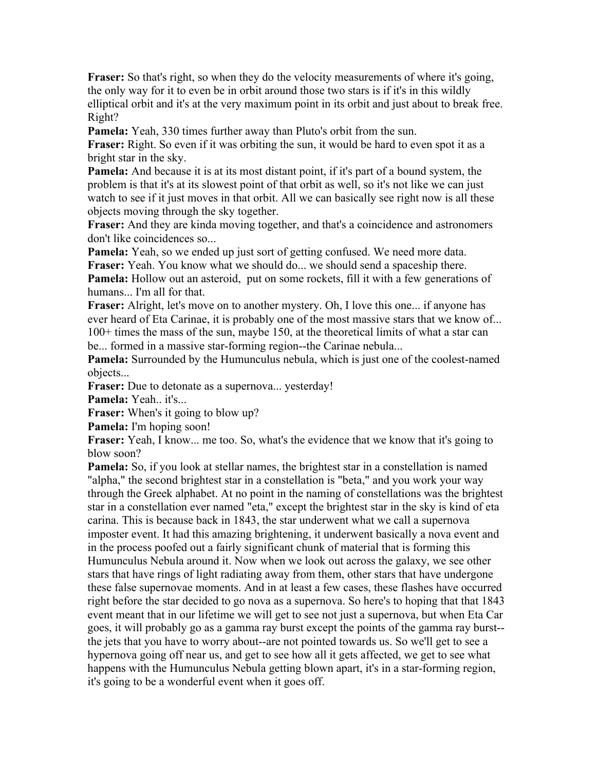**Fraser:** So that's right, so when they do the velocity measurements of where it's going, the only way for it to even be in orbit around those two stars is if it's in this wildly elliptical orbit and it's at the very maximum point in its orbit and just about to break free. Right?

**Pamela:** Yeah, 330 times further away than Pluto's orbit from the sun.

**Fraser:** Right. So even if it was orbiting the sun, it would be hard to even spot it as a bright star in the sky.

**Pamela:** And because it is at its most distant point, if it's part of a bound system, the problem is that it's at its slowest point of that orbit as well, so it's not like we can just watch to see if it just moves in that orbit. All we can basically see right now is all these objects moving through the sky together.

**Fraser:** And they are kinda moving together, and that's a coincidence and astronomers don't like coincidences so...

**Pamela:** Yeah, so we ended up just sort of getting confused. We need more data.

**Fraser:** Yeah. You know what we should do... we should send a spaceship there.

**Pamela:** Hollow out an asteroid, put on some rockets, fill it with a few generations of humans... I'm all for that.

**Fraser:** Alright, let's move on to another mystery. Oh, I love this one... if anyone has ever heard of Eta Carinae, it is probably one of the most massive stars that we know of... 100+ times the mass of the sun, maybe 150, at the theoretical limits of what a star can be... formed in a massive star-forming region--the Carinae nebula...

**Pamela:** Surrounded by the Humunculus nebula, which is just one of the coolest-named objects...

**Fraser:** Due to detonate as a supernova... yesterday!

**Pamela:** Yeah.. it's...

**Fraser:** When's it going to blow up?

**Pamela:** I'm hoping soon!

**Fraser:** Yeah, I know... me too. So, what's the evidence that we know that it's going to blow soon?

**Pamela:** So, if you look at stellar names, the brightest star in a constellation is named "alpha," the second brightest star in a constellation is "beta," and you work your way through the Greek alphabet. At no point in the naming of constellations was the brightest star in a constellation ever named "eta," except the brightest star in the sky is kind of eta carina. This is because back in 1843, the star underwent what we call a supernova imposter event. It had this amazing brightening, it underwent basically a nova event and in the process poofed out a fairly significant chunk of material that is forming this Humunculus Nebula around it. Now when we look out across the galaxy, we see other stars that have rings of light radiating away from them, other stars that have undergone these false supernovae moments. And in at least a few cases, these flashes have occurred right before the star decided to go nova as a supernova. So here's to hoping that that 1843 event meant that in our lifetime we will get to see not just a supernova, but when Eta Car goes, it will probably go as a gamma ray burst except the points of the gamma ray burst--the jets that you have to worry about--are not pointed towards us. So we'll get to see a hypernova going off near us, and get to see how all it gets affected, we get to see what happens with the Humunculus Nebula getting blown apart, it's in a star-forming region, it's going to be a wonderful event when it goes off.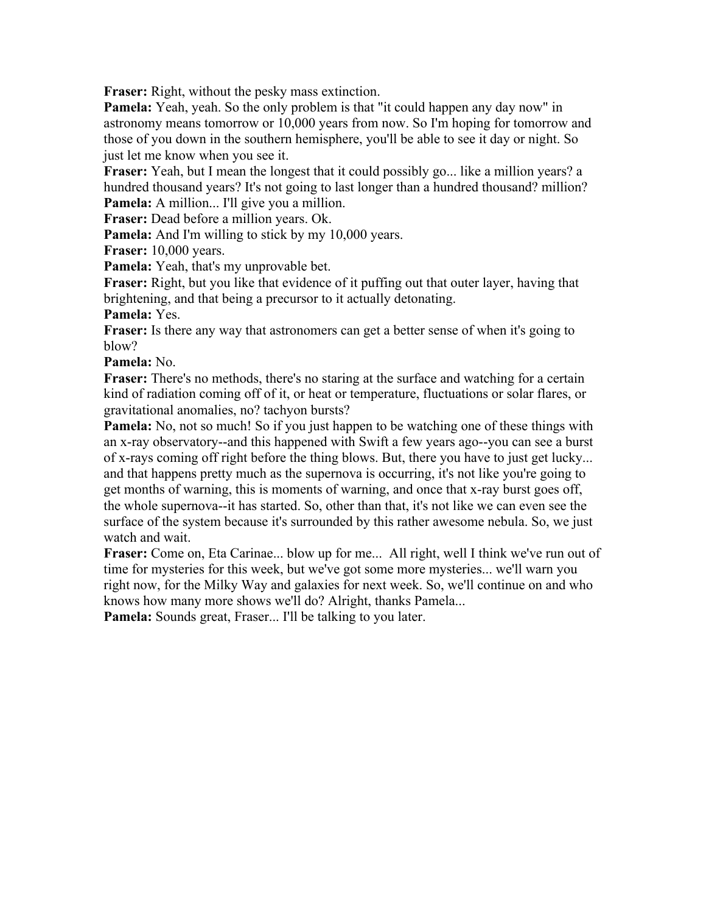**Fraser:** Right, without the pesky mass extinction.

**Pamela:** Yeah, yeah. So the only problem is that "it could happen any day now" in astronomy means tomorrow or 10,000 years from now. So I'm hoping for tomorrow and those of you down in the southern hemisphere, you'll be able to see it day or night. So just let me know when you see it.

**Fraser:** Yeah, but I mean the longest that it could possibly go... like a million years? a hundred thousand years? It's not going to last longer than a hundred thousand? million?

**Pamela:** A million... I'll give you a million.

**Fraser:** Dead before a million years. Ok.

**Pamela:** And I'm willing to stick by my 10,000 years.

**Fraser:** 10,000 years.

**Pamela:** Yeah, that's my unprovable bet.

**Fraser:** Right, but you like that evidence of it puffing out that outer layer, having that brightening, and that being a precursor to it actually detonating.

**Pamela:** Yes.

**Fraser:** Is there any way that astronomers can get a better sense of when it's going to blow?

**Pamela:** No.

**Fraser:** There's no methods, there's no staring at the surface and watching for a certain kind of radiation coming off of it, or heat or temperature, fluctuations or solar flares, or gravitational anomalies, no? tachyon bursts?

**Pamela:** No, not so much! So if you just happen to be watching one of these things with an x-ray observatory--and this happened with Swift a few years ago--you can see a burst of x-rays coming off right before the thing blows. But, there you have to just get lucky... and that happens pretty much as the supernova is occurring, it's not like you're going to get months of warning, this is moments of warning, and once that x-ray burst goes off, the whole supernova--it has started. So, other than that, it's not like we can even see the surface of the system because it's surrounded by this rather awesome nebula. So, we just watch and wait.

**Fraser:** Come on, Eta Carinae... blow up for me... All right, well I think we've run out of time for mysteries for this week, but we've got some more mysteries... we'll warn you right now, for the Milky Way and galaxies for next week. So, we'll continue on and who knows how many more shows we'll do? Alright, thanks Pamela...

**Pamela:** Sounds great, Fraser... I'll be talking to you later.